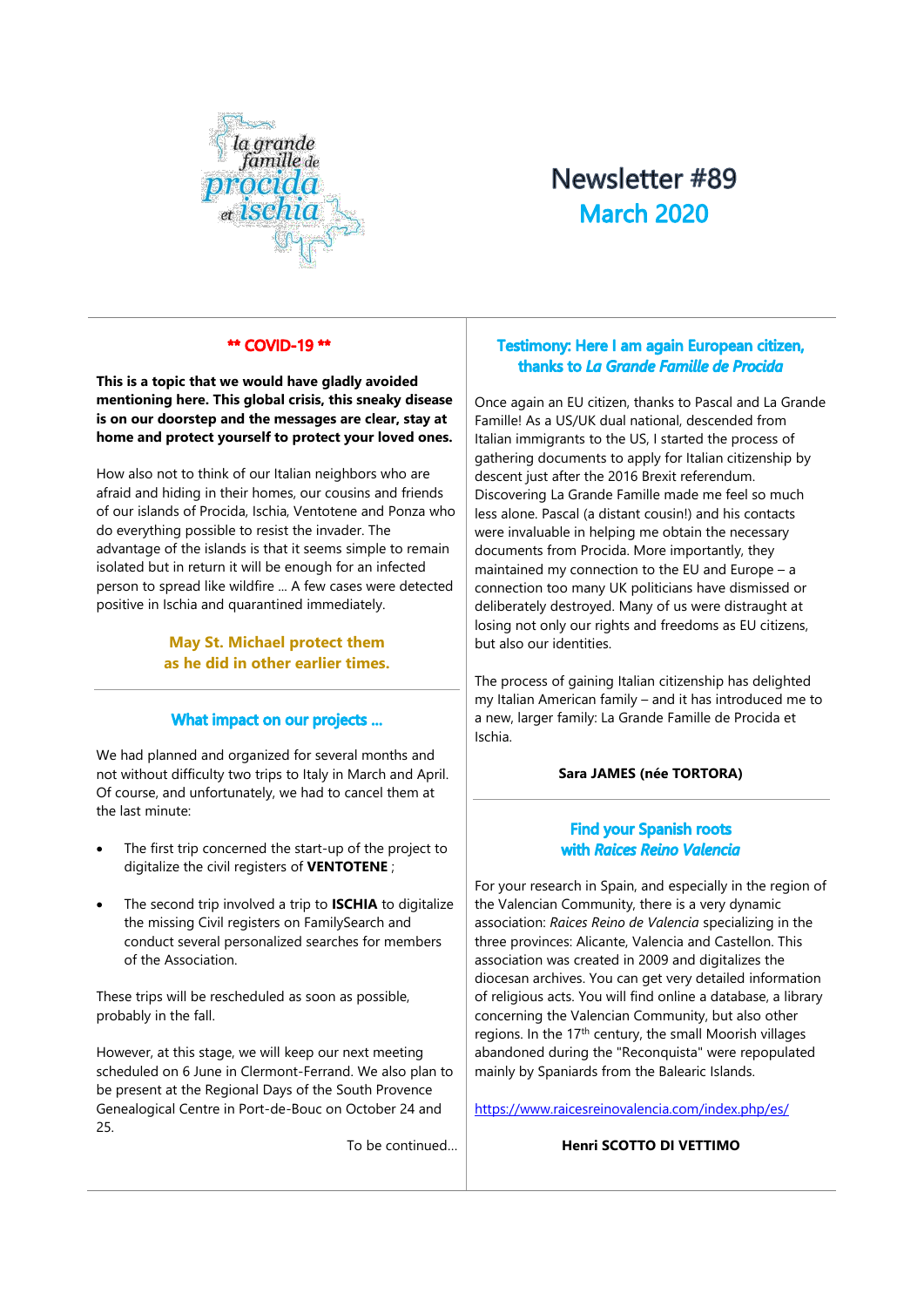# Newsletter #89

## March 2020

### ** COVID-19 **

**This is a topic that we would have gladly avoided mentioning here. This global crisis, this sneaky disease is on our doorstep and the messages are clear, stay at home and protect yourself to protect your loved ones.**

How also not to think of our Italian neighbors who are afraid and hiding in their homes, our cousins and friends of our islands of Procida, Ischia, Ventotene and Ponza who do everything possible to resist the invader. The advantage of the islands is that it seems simple to remain isolated but in return it will be enough for an infected person to spread like wildfire ... A few cases were detected positive in Ischia and quarantined immediately.

**May St. Michael protect them as he did in other earlier times.**

### What impact on our projects ...

We had planned and organized for several months and not without difficulty two trips to Italy in March and April. Of course, and unfortunately, we had to cancel them at the last minute:

- The first trip concerned the start-up of the project to digitalize the civil registers of **VENTOTENE** ;
- The second trip involved a trip to **ISCHIA** to digitalize the missing Civil registers on FamilySearch and conduct several personalized searches for members of the Association.

These trips will be rescheduled as soon as possible, probably in the fall.

However, at this stage, we will keep our next meeting scheduled on 6 June in Clermont-Ferrand. We also plan to be present at the Regional Days of the South Provence Genealogical Centre in Port-de-Bouc on October 24 and 25.

To be continued...

### Testimony: Here I am again European citizen, thanks to *La Grande Famille de Procida*

Once again an EU citizen, thanks to Pascal and La Grande Famille! As a US/UK dual national, descended from Italian immigrants to the US, I started the process of gathering documents to apply for Italian citizenship by descent just after the 2016 Brexit referendum. Discovering La Grande Famille made me feel so much less alone. Pascal (a distant cousin!) and his contacts were invaluable in helping me obtain the necessary documents from Procida. More importantly, they maintained my connection to the EU and Europe – a connection too many UK politicians have dismissed or deliberately destroyed. Many of us were distraught at losing not only our rights and freedoms as EU citizens, but also our identities.

The process of gaining Italian citizenship has delighted my Italian American family – and it has introduced me to a new, larger family: La Grande Famille de Procida et Ischia.

**Sara JAMES (née TORTORA)**

### Find your Spanish roots with *Raices Reino Valencia*

For your research in Spain, and especially in the region of the Valencian Community, there is a very dynamic association: *Raices Reino de Valencia* specializing in the three provinces: Alicante, Valencia and Castellon. This association was created in 2009 and digitalizes the diocesan archives. You can get very detailed information of religious acts. You will find online a database, a library concerning the Valencian Community, but also other regions. In the 17th century, the small Moorish villages abandoned during the "Reconquista" were repopulated mainly by Spaniards from the Balearic Islands.

https://www.raicesreinovalencia.com/index.php/es/

**Henri SCOTTO DI VETTIMO**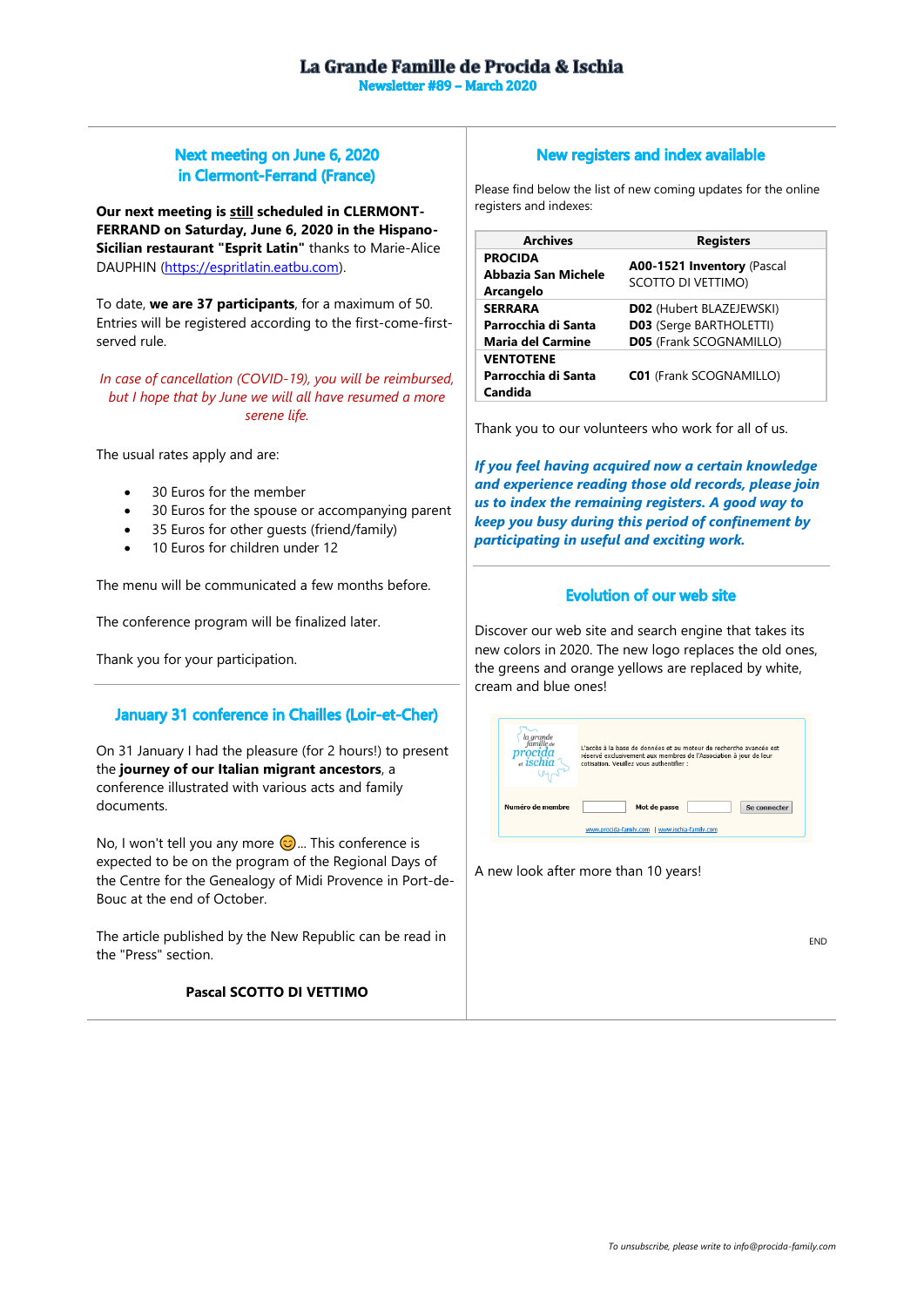# La Grande Famille de Procida & Ischia

**Newsletter #89 – March 2020**

## Next meeting on June 6, 2020 in Clermont-Ferrand (France)

**Our next meeting is still scheduled in CLERMONT-FERRAND on Saturday, June 6, 2020 in the Hispano-Sicilian restaurant "Esprit Latin"** thanks to Marie-Alice DAUPHIN (https://espritlatin.eatbu.com).

To date, **we are 37 participants**, for a maximum of 50. Entries will be registered according to the first-come-first-served rule.

*In case of cancellation (COVID-19), you will be reimbursed, but I hope that by June we will all have resumed a more serene life.*

The usual rates apply and are:

- 30 Euros for the member
- 30 Euros for the spouse or accompanying parent
- 35 Euros for other guests (friend/family)
- 10 Euros for children under 12

The menu will be communicated a few months before.

The conference program will be finalized later.

Thank you for your participation.

## January 31 conference in Chailles (Loir-et-Cher)

On 31 January I had the pleasure (for 2 hours!) to present the **journey of our Italian migrant ancestors**, a conference illustrated with various acts and family documents.

No, I won't tell you any more 😊... This conference is expected to be on the program of the Regional Days of the Centre for the Genealogy of Midi Provence in Port-de-Bouc at the end of October.

The article published by the New Republic can be read in the "Press" section.

**Pascal SCOTTO DI VETTIMO**

## New registers and index available

Please find below the list of new coming updates for the online registers and indexes:

| Archives | Registers |
|---|---|
| **PROCIDA Abbazia San Michele Arcangelo** | **A00-1521 Inventory** (Pascal SCOTTO DI VETTIMO) |
| **SERRARA Parrocchia di Santa Maria del Carmine** | **D02** (Hubert BLAZEJEWSKI)<br>**D03** (Serge BARTHOLETTI)<br>**D05** (Frank SCOGNAMILLO) |
| **VENTOTENE Parrocchia di Santa Candida** | **C01** (Frank SCOGNAMILLO) |

Thank you to our volunteers who work for all of us.

***If you feel having acquired now a certain knowledge and experience reading those old records, please join us to index the remaining registers. A good way to keep you busy during this period of confinement by participating in useful and exciting work.***

## Evolution of our web site

Discover our web site and search engine that takes its new colors in 2020. The new logo replaces the old ones, the greens and orange yellows are replaced by white, cream and blue ones!

la grande famille de procida et ischia

L'accès à la base de données et au moteur de recherche avancée est réservé exclusivement aux membres de l'Association à jour de leur cotisation. Veuillez vous authentifier :

Numéro de membre | Mot de passe | Se connecter

www.procida-family.com | www.ischia-family.com

A new look after more than 10 years!

END

*To unsubscribe, please write to info@procida-family.com*